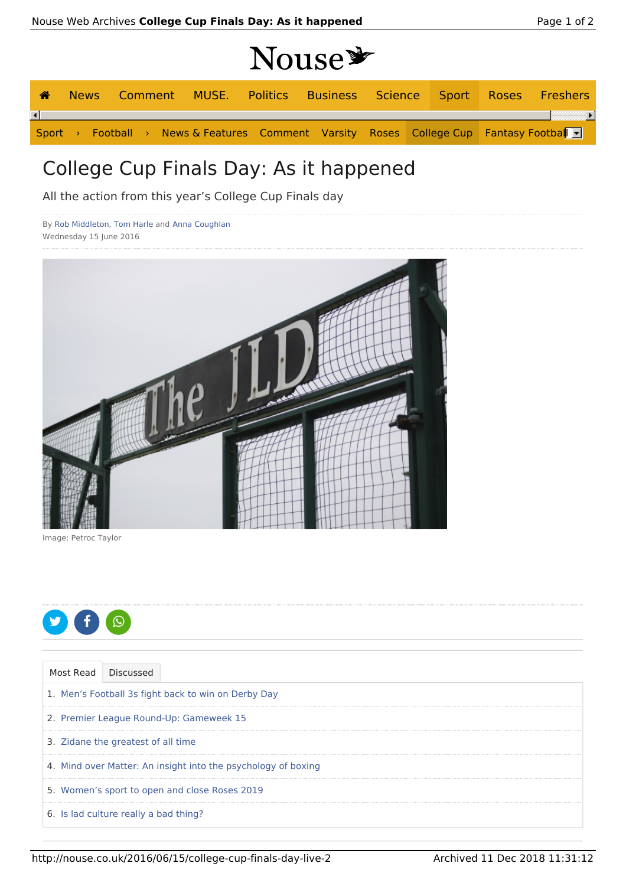# College Cup Finals Day: As it happened

All the action from this year's College Cup Finals day

By Rob Middleton, Tom Harle and Anna Coughlan
Wednesday 15 June 2016

Image: Petroc Taylor

Most Read | Discussed

1. Men's Football 3s fight back to win on Derby Day
2. Premier League Round-Up: Gameweek 15
3. Zidane the greatest of all time
4. Mind over Matter: An insight into the psychology of boxing
5. Women's sport to open and close Roses 2019
6. Is lad culture really a bad thing?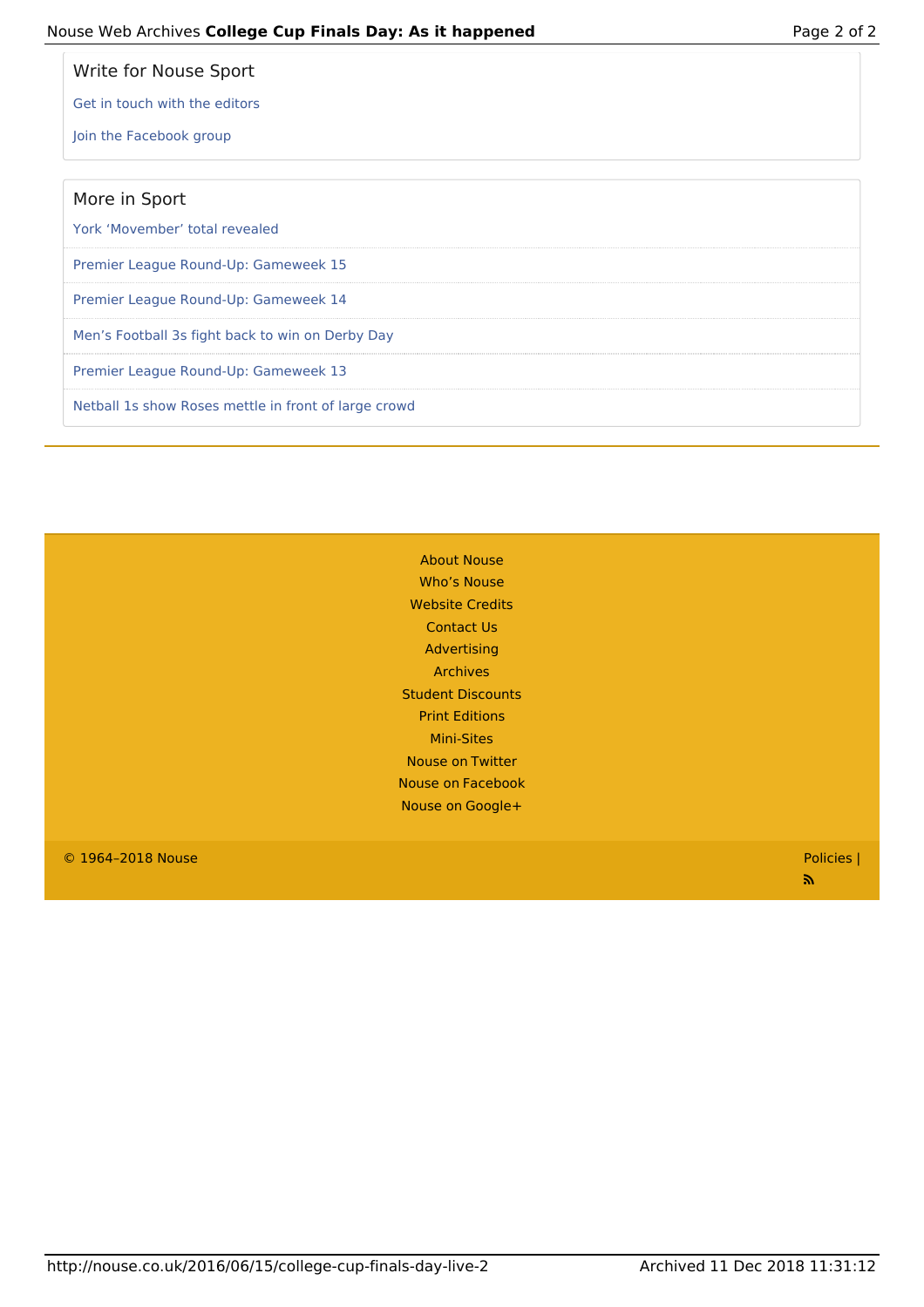## Write for Nouse Sport

Get in touch with the editors

Join the Facebook group

## More in Sport

- York 'Movember' total revealed
- Premier League Round-Up: Gameweek 15
- Premier League Round-Up: Gameweek 14
- Men's Football 3s fight back to win on Derby Day
- Premier League Round-Up: Gameweek 13
- Netball 1s show Roses mettle in front of large crowd

About Nouse
Who's Nouse
Website Credits
Contact Us
Advertising
Archives
Student Discounts
Print Editions
Mini-Sites
Nouse on Twitter
Nouse on Facebook
Nouse on Google+

© 1964–2018 Nouse

Policies |